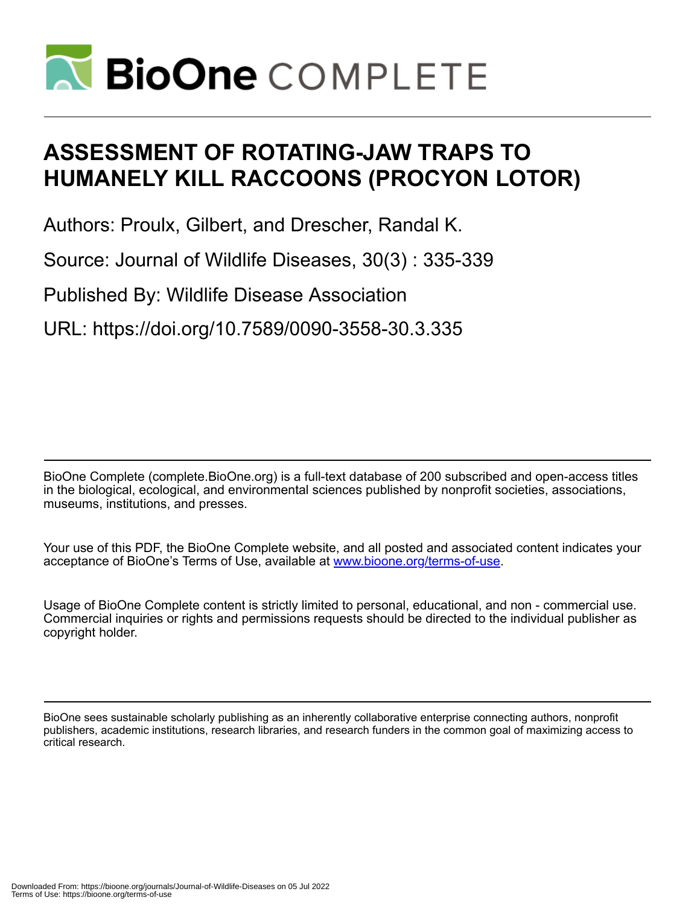# ASSESSMENT OF ROTATING-JAW TRAPS TO HUMANELY KILL RACCOONS (PROCYON LOTOR)

Authors: Proulx, Gilbert, and Drescher, Randal K.

Source: Journal of Wildlife Diseases, 30(3) : 335-339

Published By: Wildlife Disease Association

URL: https://doi.org/10.7589/0090-3558-30.3.335

BioOne Complete (complete.BioOne.org) is a full-text database of 200 subscribed and open-access titles in the biological, ecological, and environmental sciences published by nonprofit societies, associations, museums, institutions, and presses.

Your use of this PDF, the BioOne Complete website, and all posted and associated content indicates your acceptance of BioOne's Terms of Use, available at www.bioone.org/terms-of-use.

Usage of BioOne Complete content is strictly limited to personal, educational, and non - commercial use. Commercial inquiries or rights and permissions requests should be directed to the individual publisher as copyright holder.

BioOne sees sustainable scholarly publishing as an inherently collaborative enterprise connecting authors, nonprofit publishers, academic institutions, research libraries, and research funders in the common goal of maximizing access to critical research.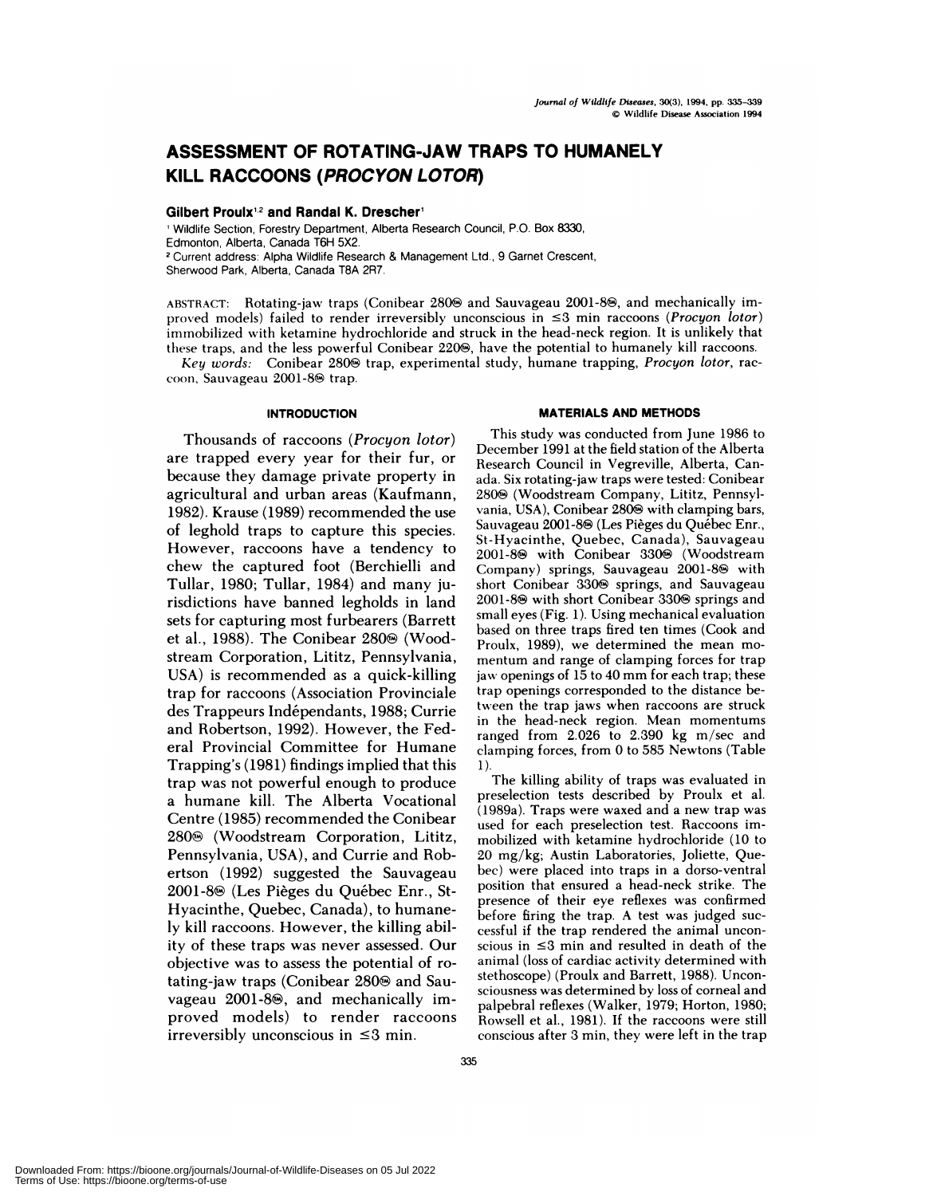# ASSESSMENT OF ROTATING-JAW TRAPS TO HUMANELY KILL RACCOONS (*PROCYON LOTOR*)

**Gilbert Proulx**[1,2] **and Randal K. Drescher**[1]

[1] Wildlife Section, Forestry Department, Alberta Research Council, P.O. Box 8330, Edmonton, Alberta, Canada T6H 5X2.

[2] Current address: Alpha Wildlife Research & Management Ltd., 9 Garnet Crescent, Sherwood Park, Alberta, Canada T8A 2R7.

ABSTRACT: Rotating-jaw traps (Conibear 280® and Sauvageau 2001-8®, and mechanically improved models) failed to render irreversibly unconscious in ≤3 min raccoons (*Procyon lotor*) immobilized with ketamine hydrochloride and struck in the head-neck region. It is unlikely that these traps, and the less powerful Conibear 220®, have the potential to humanely kill raccoons.

*Key words:* Conibear 280® trap, experimental study, humane trapping, *Procyon lotor*, raccoon, Sauvageau 2001-8® trap.

## INTRODUCTION

Thousands of raccoons (*Procyon lotor*) are trapped every year for their fur, or because they damage private property in agricultural and urban areas (Kaufmann, 1982). Krause (1989) recommended the use of leghold traps to capture this species. However, raccoons have a tendency to chew the captured foot (Berchielli and Tullar, 1980; Tullar, 1984) and many jurisdictions have banned legholds in land sets for capturing most furbearers (Barrett et al., 1988). The Conibear 280® (Woodstream Corporation, Lititz, Pennsylvania, USA) is recommended as a quick-killing trap for raccoons (Association Provinciale des Trappeurs Indépendants, 1988; Currie and Robertson, 1992). However, the Federal Provincial Committee for Humane Trapping's (1981) findings implied that this trap was not powerful enough to produce a humane kill. The Alberta Vocational Centre (1985) recommended the Conibear 280® (Woodstream Corporation, Lititz, Pennsylvania, USA), and Currie and Robertson (1992) suggested the Sauvageau 2001-8® (Les Pièges du Québec Enr., St-Hyacinthe, Quebec, Canada), to humanely kill raccoons. However, the killing ability of these traps was never assessed. Our objective was to assess the potential of rotating-jaw traps (Conibear 280® and Sauvageau 2001-8®, and mechanically improved models) to render raccoons irreversibly unconscious in ≤3 min.

## MATERIALS AND METHODS

This study was conducted from June 1986 to December 1991 at the field station of the Alberta Research Council in Vegreville, Alberta, Canada. Six rotating-jaw traps were tested: Conibear 280® (Woodstream Company, Lititz, Pennsylvania, USA), Conibear 280® with clamping bars, Sauvageau 2001-8® (Les Pièges du Québec Enr., St-Hyacinthe, Quebec, Canada), Sauvageau 2001-8® with Conibear 330® (Woodstream Company) springs, Sauvageau 2001-8® with short Conibear 330® springs, and Sauvageau 2001-8® with short Conibear 330® springs and small eyes (Fig. 1). Using mechanical evaluation based on three traps fired ten times (Cook and Proulx, 1989), we determined the mean momentum and range of clamping forces for trap jaw openings of 15 to 40 mm for each trap; these trap openings corresponded to the distance between the trap jaws when raccoons are struck in the head-neck region. Mean momentums ranged from 2.026 to 2.390 kg m/sec and clamping forces, from 0 to 585 Newtons (Table 1).

The killing ability of traps was evaluated in preselection tests described by Proulx et al. (1989a). Traps were waxed and a new trap was used for each preselection test. Raccoons immobilized with ketamine hydrochloride (10 to 20 mg/kg; Austin Laboratories, Joliette, Quebec) were placed into traps in a dorso-ventral position that ensured a head-neck strike. The presence of their eye reflexes was confirmed before firing the trap. A test was judged successful if the trap rendered the animal unconscious in ≤3 min and resulted in death of the animal (loss of cardiac activity determined with stethoscope) (Proulx and Barrett, 1988). Unconsciousness was determined by loss of corneal and palpebral reflexes (Walker, 1979; Horton, 1980; Rowsell et al., 1981). If the raccoons were still conscious after 3 min, they were left in the trap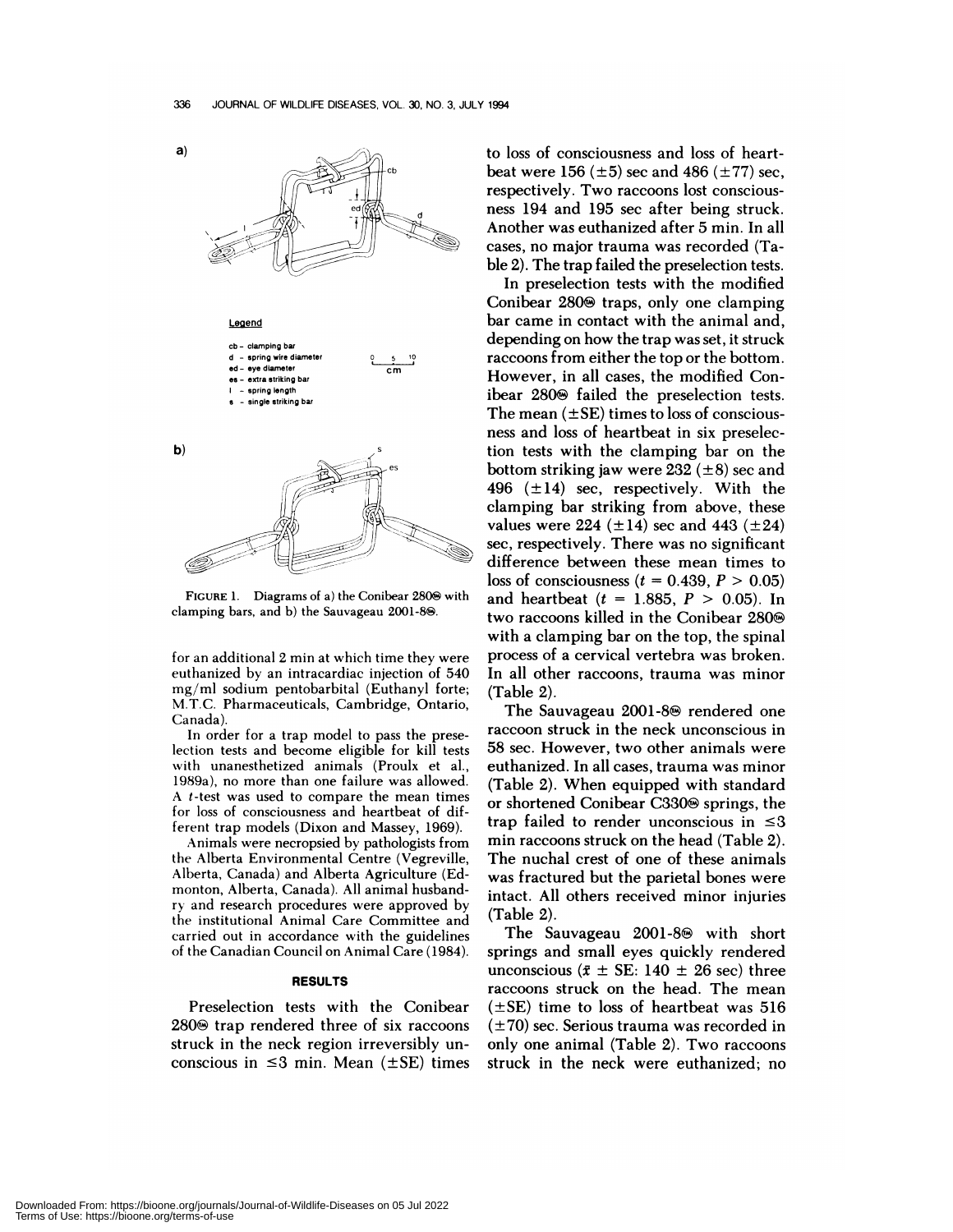a)

Legend

cb – clamping bar
d – spring wire diameter
ed – eye diameter
es – extra striking bar
l – spring length
s – single striking bar

b)

FIGURE 1. Diagrams of a) the Conibear 280® with clamping bars, and b) the Sauvageau 2001-8®.

for an additional 2 min at which time they were euthanized by an intracardiac injection of 540 mg/ml sodium pentobarbital (Euthanyl forte; M.T.C. Pharmaceuticals, Cambridge, Ontario, Canada).

In order for a trap model to pass the preselection tests and become eligible for kill tests with unanesthetized animals (Proulx et al., 1989a), no more than one failure was allowed. A $t$-test was used to compare the mean times for loss of consciousness and heartbeat of different trap models (Dixon and Massey, 1969).

Animals were necropsied by pathologists from the Alberta Environmental Centre (Vegreville, Alberta, Canada) and Alberta Agriculture (Edmonton, Alberta, Canada). All animal husbandry and research procedures were approved by the institutional Animal Care Committee and carried out in accordance with the guidelines of the Canadian Council on Animal Care (1984).

## RESULTS

Preselection tests with the Conibear 280® trap rendered three of six raccoons struck in the neck region irreversibly unconscious in $\leq$3 min. Mean ($\pm$SE) times to loss of consciousness and loss of heartbeat were 156 ($\pm$5) sec and 486 ($\pm$77) sec, respectively. Two raccoons lost consciousness 194 and 195 sec after being struck. Another was euthanized after 5 min. In all cases, no major trauma was recorded (Table 2). The trap failed the preselection tests.

In preselection tests with the modified Conibear 280® traps, only one clamping bar came in contact with the animal and, depending on how the trap was set, it struck raccoons from either the top or the bottom. However, in all cases, the modified Conibear 280® failed the preselection tests. The mean ($\pm$SE) times to loss of consciousness and loss of heartbeat in six preselection tests with the clamping bar on the bottom striking jaw were 232 ($\pm$8) sec and 496 ($\pm$14) sec, respectively. With the clamping bar striking from above, these values were 224 ($\pm$14) sec and 443 ($\pm$24) sec, respectively. There was no significant difference between these mean times to loss of consciousness ($t = 0.439$, $P > 0.05$) and heartbeat ($t = 1.885$, $P > 0.05$). In two raccoons killed in the Conibear 280® with a clamping bar on the top, the spinal process of a cervical vertebra was broken. In all other raccoons, trauma was minor (Table 2).

The Sauvageau 2001-8® rendered one raccoon struck in the neck unconscious in 58 sec. However, two other animals were euthanized. In all cases, trauma was minor (Table 2). When equipped with standard or shortened Conibear C330® springs, the trap failed to render unconscious in $\leq$3 min raccoons struck on the head (Table 2). The nuchal crest of one of these animals was fractured but the parietal bones were intact. All others received minor injuries (Table 2).

The Sauvageau 2001-8® with short springs and small eyes quickly rendered unconscious ($\bar{x} \pm$ SE: 140 $\pm$ 26 sec) three raccoons struck on the head. The mean ($\pm$SE) time to loss of heartbeat was 516 ($\pm$70) sec. Serious trauma was recorded in only one animal (Table 2). Two raccoons struck in the neck were euthanized; no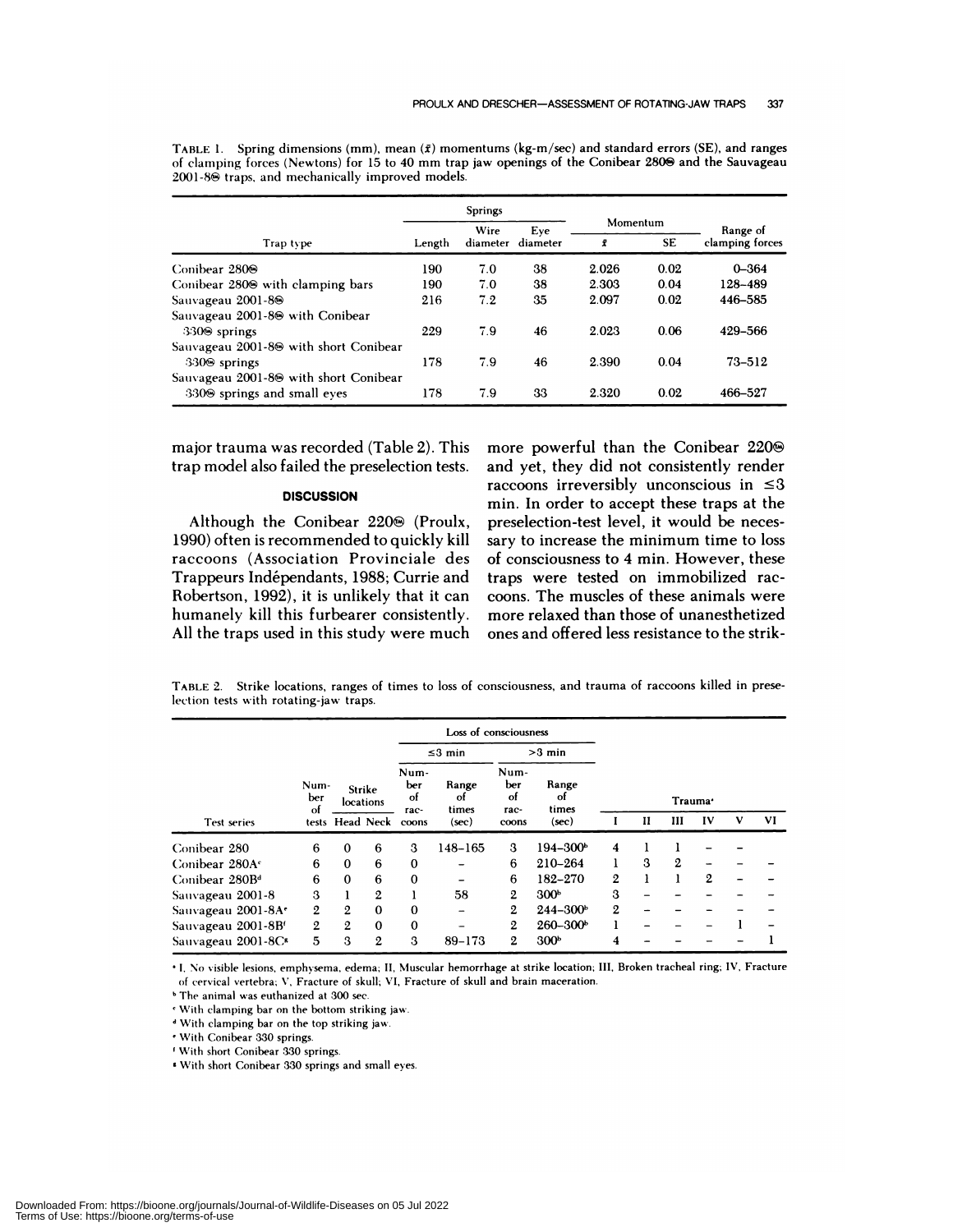TABLE 1. Spring dimensions (mm), mean ($\bar{x}$) momentums (kg-m/sec) and standard errors (SE), and ranges of clamping forces (Newtons) for 15 to 40 mm trap jaw openings of the Conibear 280® and the Sauvageau 2001-8® traps, and mechanically improved models.

| Trap type | Springs | | | Momentum | | Range of clamping forces |
|---|---|---|---|---|---|---|
| | Length | Wire diameter | Eye diameter | $\bar{x}$ | SE | |
| Conibear 280® | 190 | 7.0 | 38 | 2.026 | 0.02 | 0–364 |
| Conibear 280® with clamping bars | 190 | 7.0 | 38 | 2.303 | 0.04 | 128–489 |
| Sauvageau 2001-8® | 216 | 7.2 | 35 | 2.097 | 0.02 | 446–585 |
| Sauvageau 2001-8® with Conibear 330® springs | 229 | 7.9 | 46 | 2.023 | 0.06 | 429–566 |
| Sauvageau 2001-8® with short Conibear 330® springs | 178 | 7.9 | 46 | 2.390 | 0.04 | 73–512 |
| Sauvageau 2001-8® with short Conibear 330® springs and small eyes | 178 | 7.9 | 33 | 2.320 | 0.02 | 466–527 |

major trauma was recorded (Table 2). This trap model also failed the preselection tests.

## DISCUSSION

Although the Conibear 220® (Proulx, 1990) often is recommended to quickly kill raccoons (Association Provinciale des Trappeurs Indépendants, 1988; Currie and Robertson, 1992), it is unlikely that it can humanely kill this furbearer consistently. All the traps used in this study were much more powerful than the Conibear 220® and yet, they did not consistently render raccoons irreversibly unconscious in ≤3 min. In order to accept these traps at the preselection-test level, it would be necessary to increase the minimum time to loss of consciousness to 4 min. However, these traps were tested on immobilized raccoons. The muscles of these animals were more relaxed than those of unanesthetized ones and offered less resistance to the strik-

TABLE 2. Strike locations, ranges of times to loss of consciousness, and trauma of raccoons killed in preselection tests with rotating-jaw traps.

| Test series | Number of tests | Strike locations | | Loss of consciousness | | | | Trauma[a] | | | | | |
|---|---|---|---|---|---|---|---|---|---|---|---|---|---|
| | | | | ≤3 min | | >3 min | | | | | | | |
| | | Head | Neck | Number of raccoons | Range of times (sec) | Number of raccoons | Range of times (sec) | I | II | III | IV | V | VI |
| Conibear 280 | 6 | 0 | 6 | 3 | 148–165 | 3 | 194–300[b] | 4 | 1 | 1 | – | – | |
| Conibear 280A[c] | 6 | 0 | 6 | 0 | – | 6 | 210–264 | 1 | 3 | 2 | – | – | – |
| Conibear 280B[d] | 6 | 0 | 6 | 0 | – | 6 | 182–270 | 2 | 1 | 1 | 2 | – | – |
| Sauvageau 2001-8 | 3 | 1 | 2 | 1 | 58 | 2 | 300[b] | 3 | – | – | – | – | – |
| Sauvageau 2001-8A[e] | 2 | 2 | 0 | 0 | – | 2 | 244–300[b] | 2 | – | – | – | – | – |
| Sauvageau 2001-8B[f] | 2 | 2 | 0 | 0 | – | 2 | 260–300[b] | 1 | – | – | – | 1 | – |
| Sauvageau 2001-8C[g] | 5 | 3 | 2 | 3 | 89–173 | 2 | 300[b] | 4 | – | – | – | – | 1 |

[a] I, No visible lesions, emphysema, edema; II, Muscular hemorrhage at strike location; III, Broken tracheal ring; IV, Fracture of cervical vertebra; V, Fracture of skull; VI, Fracture of skull and brain maceration.

[b] The animal was euthanized at 300 sec.

[c] With clamping bar on the bottom striking jaw.

[d] With clamping bar on the top striking jaw.

[e] With Conibear 330 springs.

[f] With short Conibear 330 springs.

[g] With short Conibear 330 springs and small eyes.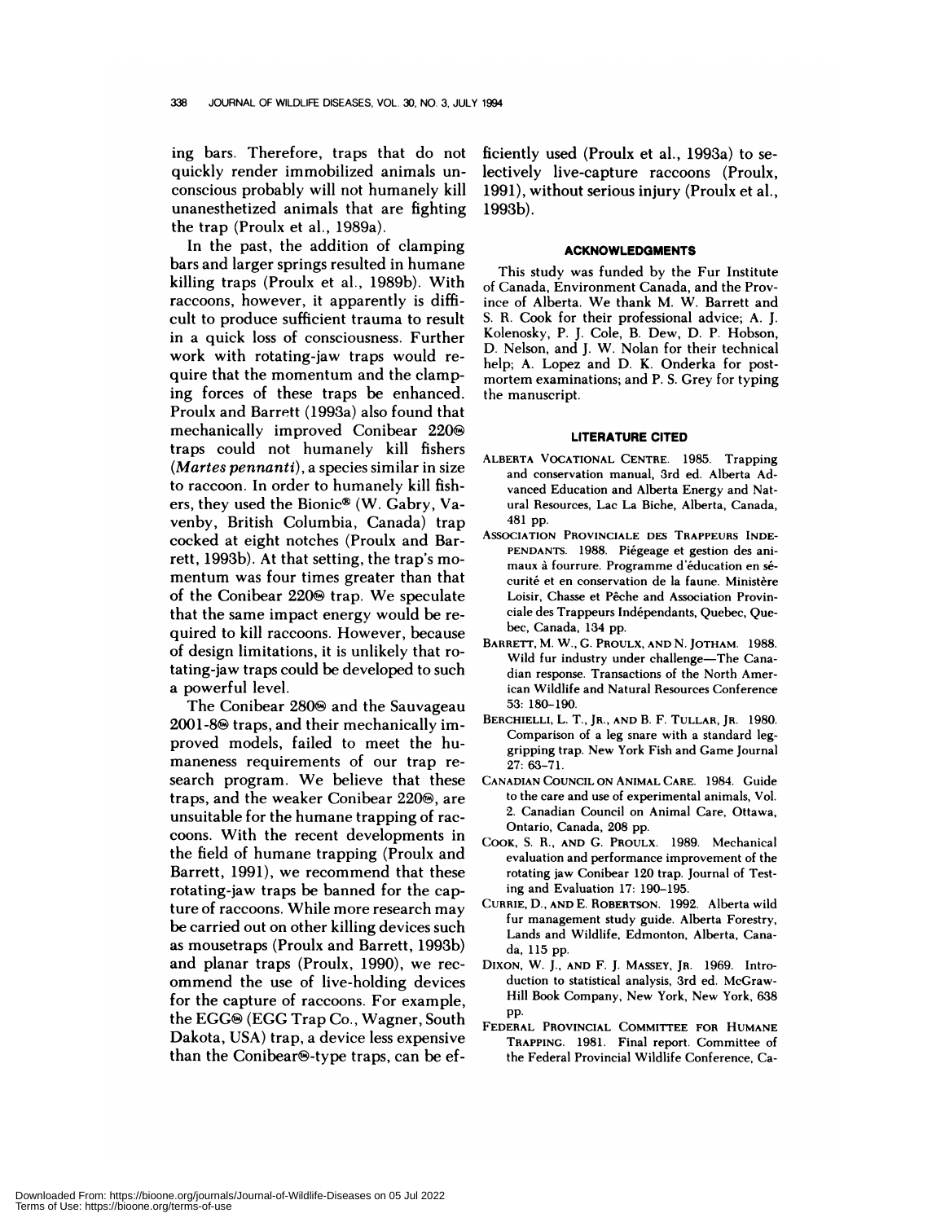ing bars. Therefore, traps that do not quickly render immobilized animals unconscious probably will not humanely kill unanesthetized animals that are fighting the trap (Proulx et al., 1989a).

In the past, the addition of clamping bars and larger springs resulted in humane killing traps (Proulx et al., 1989b). With raccoons, however, it apparently is difficult to produce sufficient trauma to result in a quick loss of consciousness. Further work with rotating-jaw traps would require that the momentum and the clamping forces of these traps be enhanced. Proulx and Barrett (1993a) also found that mechanically improved Conibear 220® traps could not humanely kill fishers (*Martes pennanti*), a species similar in size to raccoon. In order to humanely kill fishers, they used the Bionic® (W. Gabry, Vavenby, British Columbia, Canada) trap cocked at eight notches (Proulx and Barrett, 1993b). At that setting, the trap's momentum was four times greater than that of the Conibear 220® trap. We speculate that the same impact energy would be required to kill raccoons. However, because of design limitations, it is unlikely that rotating-jaw traps could be developed to such a powerful level.

The Conibear 280® and the Sauvageau 2001-8® traps, and their mechanically improved models, failed to meet the humaneness requirements of our trap research program. We believe that these traps, and the weaker Conibear 220®, are unsuitable for the humane trapping of raccoons. With the recent developments in the field of humane trapping (Proulx and Barrett, 1991), we recommend that these rotating-jaw traps be banned for the capture of raccoons. While more research may be carried out on other killing devices such as mousetraps (Proulx and Barrett, 1993b) and planar traps (Proulx, 1990), we recommend the use of live-holding devices for the capture of raccoons. For example, the EGG® (EGG Trap Co., Wagner, South Dakota, USA) trap, a device less expensive than the Conibear®-type traps, can be efficiently used (Proulx et al., 1993a) to selectively live-capture raccoons (Proulx, 1991), without serious injury (Proulx et al., 1993b).

## ACKNOWLEDGMENTS

This study was funded by the Fur Institute of Canada, Environment Canada, and the Province of Alberta. We thank M. W. Barrett and S. R. Cook for their professional advice; A. J. Kolenosky, P. J. Cole, B. Dew, D. P. Hobson, D. Nelson, and J. W. Nolan for their technical help; A. Lopez and D. K. Onderka for postmortem examinations; and P. S. Grey for typing the manuscript.

## LITERATURE CITED

Alberta Vocational Centre. 1985. Trapping and conservation manual, 3rd ed. Alberta Advanced Education and Alberta Energy and Natural Resources, Lac La Biche, Alberta, Canada, 481 pp.

Association Provinciale des Trappeurs Indépendants. 1988. Piégeage et gestion des animaux à fourrure. Programme d'éducation en sécurité et en conservation de la faune. Ministère Loisir, Chasse et Pêche and Association Provinciale des Trappeurs Indépendants, Quebec, Quebec, Canada, 134 pp.

Barrett, M. W., G. Proulx, and N. Jotham. 1988. Wild fur industry under challenge—The Canadian response. Transactions of the North American Wildlife and Natural Resources Conference 53: 180–190.

Berchielli, L. T., Jr., and B. F. Tullar, Jr. 1980. Comparison of a leg snare with a standard leg-gripping trap. New York Fish and Game Journal 27: 63–71.

Canadian Council on Animal Care. 1984. Guide to the care and use of experimental animals, Vol. 2. Canadian Council on Animal Care, Ottawa, Ontario, Canada, 208 pp.

Cook, S. R., and G. Proulx. 1989. Mechanical evaluation and performance improvement of the rotating jaw Conibear 120 trap. Journal of Testing and Evaluation 17: 190–195.

Currie, D., and E. Robertson. 1992. Alberta wild fur management study guide. Alberta Forestry, Lands and Wildlife, Edmonton, Alberta, Canada, 115 pp.

Dixon, W. J., and F. J. Massey, Jr. 1969. Introduction to statistical analysis, 3rd ed. McGraw-Hill Book Company, New York, New York, 638 pp.

Federal Provincial Committee for Humane Trapping. 1981. Final report. Committee of the Federal Provincial Wildlife Conference, Ca-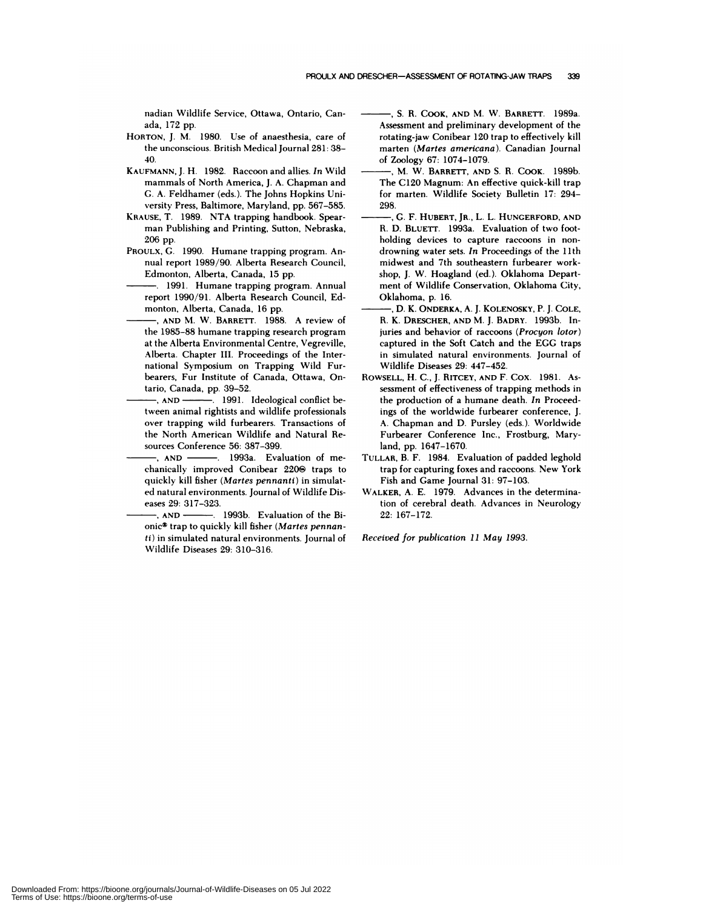nadian Wildlife Service, Ottawa, Ontario, Canada, 172 pp.

HORTON, J. M. 1980. Use of anaesthesia, care of the unconscious. British Medical Journal 281: 38–40.

KAUFMANN, J. H. 1982. Raccoon and allies. *In* Wild mammals of North America, J. A. Chapman and G. A. Feldhamer (eds.). The Johns Hopkins University Press, Baltimore, Maryland, pp. 567–585.

KRAUSE, T. 1989. NTA trapping handbook. Spearman Publishing and Printing, Sutton, Nebraska, 206 pp.

PROULX, G. 1990. Humane trapping program. Annual report 1989/90. Alberta Research Council, Edmonton, Alberta, Canada, 15 pp.

———. 1991. Humane trapping program. Annual report 1990/91. Alberta Research Council, Edmonton, Alberta, Canada, 16 pp.

———, AND M. W. BARRETT. 1988. A review of the 1985–88 humane trapping research program at the Alberta Environmental Centre, Vegreville, Alberta. Chapter III. Proceedings of the International Symposium on Trapping Wild Furbearers, Fur Institute of Canada, Ottawa, Ontario, Canada, pp. 39–52.

———, AND ———. 1991. Ideological conflict between animal rightists and wildlife professionals over trapping wild furbearers. Transactions of the North American Wildlife and Natural Resources Conference 56: 387–399.

———, AND ———. 1993a. Evaluation of mechanically improved Conibear 220® traps to quickly kill fisher (*Martes pennanti*) in simulated natural environments. Journal of Wildlife Diseases 29: 317–323.

———, AND ———. 1993b. Evaluation of the Bionic® trap to quickly kill fisher (*Martes pennanti*) in simulated natural environments. Journal of Wildlife Diseases 29: 310–316.

———, S. R. COOK, AND M. W. BARRETT. 1989a. Assessment and preliminary development of the rotating-jaw Conibear 120 trap to effectively kill marten (*Martes americana*). Canadian Journal of Zoology 67: 1074–1079.

———, M. W. BARRETT, AND S. R. COOK. 1989b. The C120 Magnum: An effective quick-kill trap for marten. Wildlife Society Bulletin 17: 294–298.

———, G. F. HUBERT, JR., L. L. HUNGERFORD, AND R. D. BLUETT. 1993a. Evaluation of two foot-holding devices to capture raccoons in non-drowning water sets. *In* Proceedings of the 11th midwest and 7th southeastern furbearer workshop, J. W. Hoagland (ed.). Oklahoma Department of Wildlife Conservation, Oklahoma City, Oklahoma, p. 16.

———, D. K. ONDERKA, A. J. KOLENOSKY, P. J. COLE, R. K. DRESCHER, AND M. J. BADRY. 1993b. Injuries and behavior of raccoons (*Procyon lotor*) captured in the Soft Catch and the EGG traps in simulated natural environments. Journal of Wildlife Diseases 29: 447–452.

ROWSELL, H. C., J. RITCEY, AND F. COX. 1981. Assessment of effectiveness of trapping methods in the production of a humane death. *In* Proceedings of the worldwide furbearer conference, J. A. Chapman and D. Pursley (eds.). Worldwide Furbearer Conference Inc., Frostburg, Maryland, pp. 1647–1670.

TULLAR, B. F. 1984. Evaluation of padded leghold trap for capturing foxes and raccoons. New York Fish and Game Journal 31: 97–103.

WALKER, A. E. 1979. Advances in the determination of cerebral death. Advances in Neurology 22: 167–172.

*Received for publication 11 May 1993.*